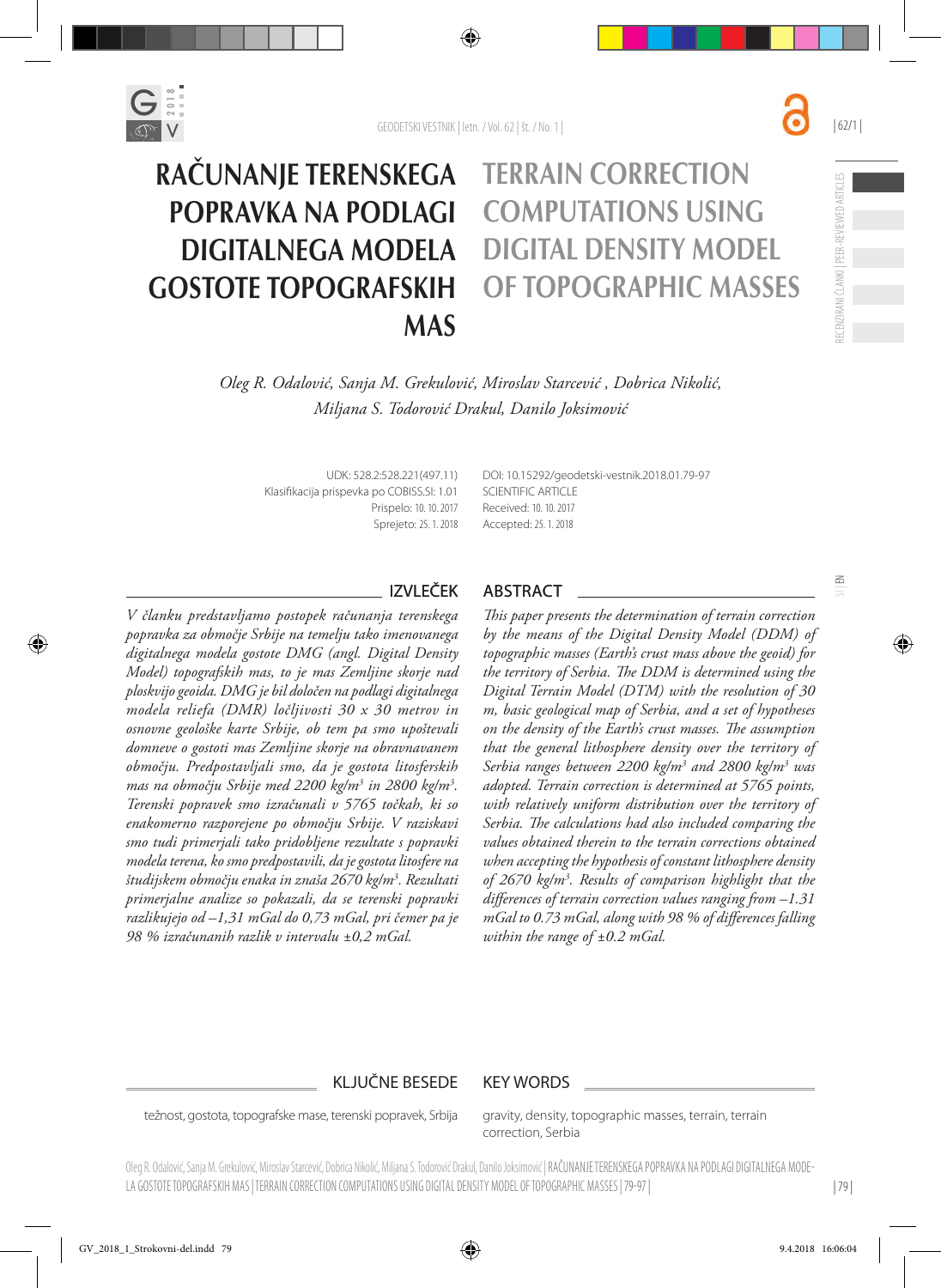# RAČUNANJE TERENSKEGA POPRAVKA NA PODLAGI DIGITALNEGA MODELA GOSTOTE TOPOGRAFSKIH MAS

# TERRAIN CORRECTION COMPUTATIONS USING DIGITAL DENSITY MODEL OF TOPOGRAPHIC MASSES

*Oleg R. Odalović, Sanja M. Grekulović, Miroslav Starcević , Dobrica Nikolić, Miljana S. Todorović Drakul, Danilo Joksimović*

UDK: 528.2:528.221(497.11)
Klasifikacija prispevka po COBISS.SI: 1.01
Prispelo: 10. 10. 2017
Sprejeto: 25. 1. 2018

DOI: 10.15292/geodetski-vestnik.2018.01.79-97
SCIENTIFIC ARTICLE
Received: 10. 10. 2017
Accepted: 25. 1. 2018

## IZVLEČEK

*V članku predstavljamo postopek računanja terenskega popravka za območje Srbije na temelju tako imenovanega digitalnega modela gostote DMG (angl. Digital Density Model) topografskih mas, to je mas Zemljine skorje nad ploskvijo geoida. DMG je bil določen na podlagi digitalnega modela reliefa (DMR) ločljivosti 30 x 30 metrov in osnovne geološke karte Srbije, ob tem pa smo upoštevali domneve o gostoti mas Zemljine skorje na obravnavanem območju. Predpostavljali smo, da je gostota litosferskih mas na območju Srbije med 2200 kg/m³ in 2800 kg/m³. Terenski popravek smo izračunali v 5765 točkah, ki so enakomerno razporejene po območju Srbije. V raziskavi smo tudi primerjali tako pridobljene rezultate s popravki modela terena, ko smo predpostavili, da je gostota litosfere na študijskem območju enaka in znaša 2670 kg/m³. Rezultati primerjalne analize so pokazali, da se terenski popravki razlikujejo od –1,31 mGal do 0,73 mGal, pri čemer pa je 98 % izračunanih razlik v intervalu ±0,2 mGal.*

## ABSTRACT

*This paper presents the determination of terrain correction by the means of the Digital Density Model (DDM) of topographic masses (Earth's crust mass above the geoid) for the territory of Serbia. The DDM is determined using the Digital Terrain Model (DTM) with the resolution of 30 m, basic geological map of Serbia, and a set of hypotheses on the density of the Earth's crust masses. The assumption that the general lithosphere density over the territory of Serbia ranges between 2200 kg/m³ and 2800 kg/m³ was adopted. Terrain correction is determined at 5765 points, with relatively uniform distribution over the territory of Serbia. The calculations had also included comparing the values obtained therein to the terrain corrections obtained when accepting the hypothesis of constant lithosphere density of 2670 kg/m³. Results of comparison highlight that the differences of terrain correction values ranging from –1.31 mGal to 0.73 mGal, along with 98 % of differences falling within the range of ±0.2 mGal.*

## KLJUČNE BESEDE

težnost, gostota, topografske mase, terenski popravek, Srbija

## KEY WORDS

gravity, density, topographic masses, terrain, terrain correction, Serbia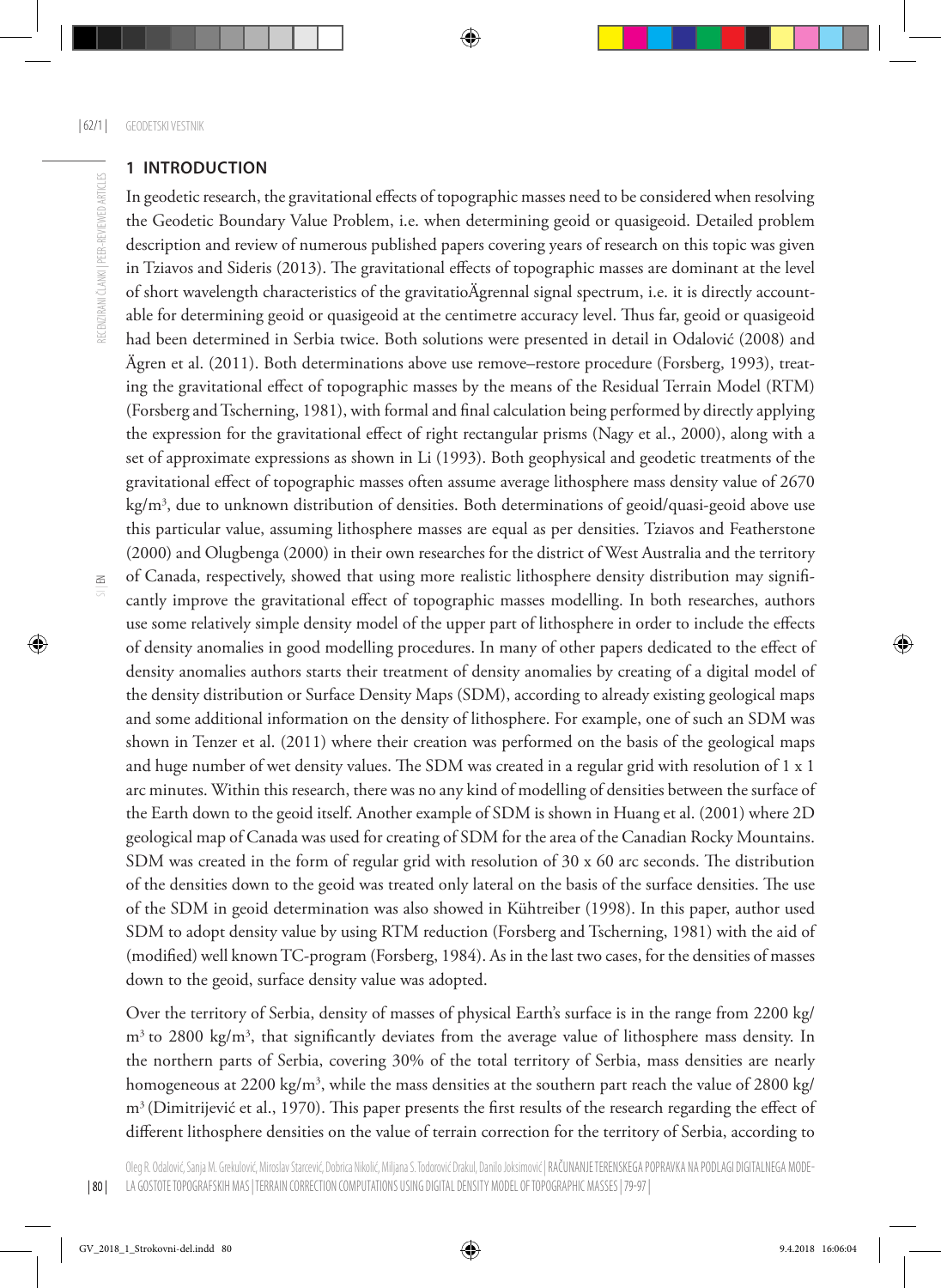# 1 INTRODUCTION

In geodetic research, the gravitational effects of topographic masses need to be considered when resolving the Geodetic Boundary Value Problem, i.e. when determining geoid or quasigeoid. Detailed problem description and review of numerous published papers covering years of research on this topic was given in Tziavos and Sideris (2013). The gravitational effects of topographic masses are dominant at the level of short wavelength characteristics of the gravitatioÄgrennal signal spectrum, i.e. it is directly accountable for determining geoid or quasigeoid at the centimetre accuracy level. Thus far, geoid or quasigeoid had been determined in Serbia twice. Both solutions were presented in detail in Odalović (2008) and Ägren et al. (2011). Both determinations above use remove–restore procedure (Forsberg, 1993), treating the gravitational effect of topographic masses by the means of the Residual Terrain Model (RTM) (Forsberg and Tscherning, 1981), with formal and final calculation being performed by directly applying the expression for the gravitational effect of right rectangular prisms (Nagy et al., 2000), along with a set of approximate expressions as shown in Li (1993). Both geophysical and geodetic treatments of the gravitational effect of topographic masses often assume average lithosphere mass density value of 2670 kg/m$^3$, due to unknown distribution of densities. Both determinations of geoid/quasi-geoid above use this particular value, assuming lithosphere masses are equal as per densities. Tziavos and Featherstone (2000) and Olugbenga (2000) in their own researches for the district of West Australia and the territory of Canada, respectively, showed that using more realistic lithosphere density distribution may significantly improve the gravitational effect of topographic masses modelling. In both researches, authors use some relatively simple density model of the upper part of lithosphere in order to include the effects of density anomalies in good modelling procedures. In many of other papers dedicated to the effect of density anomalies authors starts their treatment of density anomalies by creating of a digital model of the density distribution or Surface Density Maps (SDM), according to already existing geological maps and some additional information on the density of lithosphere. For example, one of such an SDM was shown in Tenzer et al. (2011) where their creation was performed on the basis of the geological maps and huge number of wet density values. The SDM was created in a regular grid with resolution of 1 x 1 arc minutes. Within this research, there was no any kind of modelling of densities between the surface of the Earth down to the geoid itself. Another example of SDM is shown in Huang et al. (2001) where 2D geological map of Canada was used for creating of SDM for the area of the Canadian Rocky Mountains. SDM was created in the form of regular grid with resolution of 30 x 60 arc seconds. The distribution of the densities down to the geoid was treated only lateral on the basis of the surface densities. The use of the SDM in geoid determination was also showed in Kühtreiber (1998). In this paper, author used SDM to adopt density value by using RTM reduction (Forsberg and Tscherning, 1981) with the aid of (modified) well known TC-program (Forsberg, 1984). As in the last two cases, for the densities of masses down to the geoid, surface density value was adopted.

Over the territory of Serbia, density of masses of physical Earth's surface is in the range from 2200 kg/m$^3$ to 2800 kg/m$^3$, that significantly deviates from the average value of lithosphere mass density. In the northern parts of Serbia, covering 30% of the total territory of Serbia, mass densities are nearly homogeneous at 2200 kg/m$^3$, while the mass densities at the southern part reach the value of 2800 kg/m$^3$ (Dimitrijević et al., 1970). This paper presents the first results of the research regarding the effect of different lithosphere densities on the value of terrain correction for the territory of Serbia, according to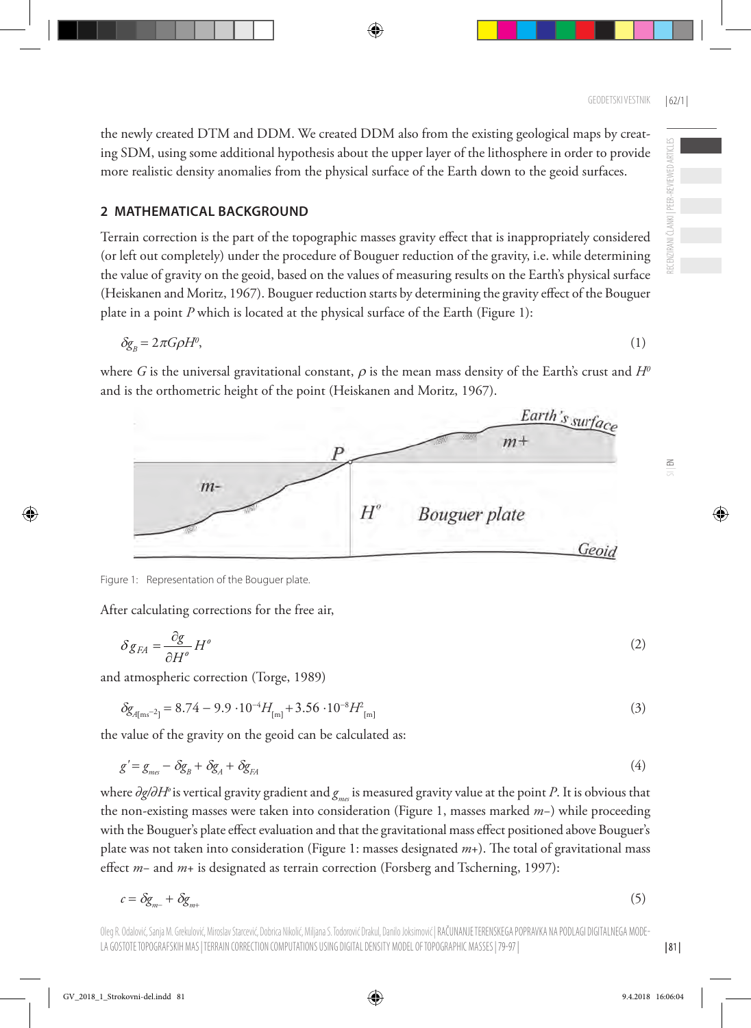the newly created DTM and DDM. We created DDM also from the existing geological maps by creating SDM, using some additional hypothesis about the upper layer of the lithosphere in order to provide more realistic density anomalies from the physical surface of the Earth down to the geoid surfaces.

## 2 MATHEMATICAL BACKGROUND

Terrain correction is the part of the topographic masses gravity effect that is inappropriately considered (or left out completely) under the procedure of Bouguer reduction of the gravity, i.e. while determining the value of gravity on the geoid, based on the values of measuring results on the Earth's physical surface (Heiskanen and Moritz, 1967). Bouguer reduction starts by determining the gravity effect of the Bouguer plate in a point $P$ which is located at the physical surface of the Earth (Figure 1):

$$\delta g_B = 2\pi G \rho H^o, \tag{1}$$

where $G$ is the universal gravitational constant, $\rho$ is the mean mass density of the Earth's crust and $H^o$ and is the orthometric height of the point (Heiskanen and Moritz, 1967).

Figure 1: Representation of the Bouguer plate.

After calculating corrections for the free air,

$$\delta g_{FA} = \frac{\partial g}{\partial H^o} H^o \tag{2}$$

and atmospheric correction (Torge, 1989)

$$\delta g_{A[\mathrm{ms}^{-2}]} = 8.74 - 9.9 \cdot 10^{-4} H_{[\mathrm{m}]} + 3.56 \cdot 10^{-8} H^2_{[\mathrm{m}]} \tag{3}$$

the value of the gravity on the geoid can be calculated as:

$$g' = g_{mes} - \delta g_B + \delta g_A + \delta g_{FA} \tag{4}$$

where $\partial g / \partial H^o$ is vertical gravity gradient and $g_{mes}$ is measured gravity value at the point $P$. It is obvious that the non-existing masses were taken into consideration (Figure 1, masses marked $m-$) while proceeding with the Bouguer's plate effect evaluation and that the gravitational mass effect positioned above Bouguer's plate was not taken into consideration (Figure 1: masses designated $m+$). The total of gravitational mass effect $m-$ and $m+$ is designated as terrain correction (Forsberg and Tscherning, 1997):

$$c = \delta g_{m-} + \delta g_{m+} \tag{5}$$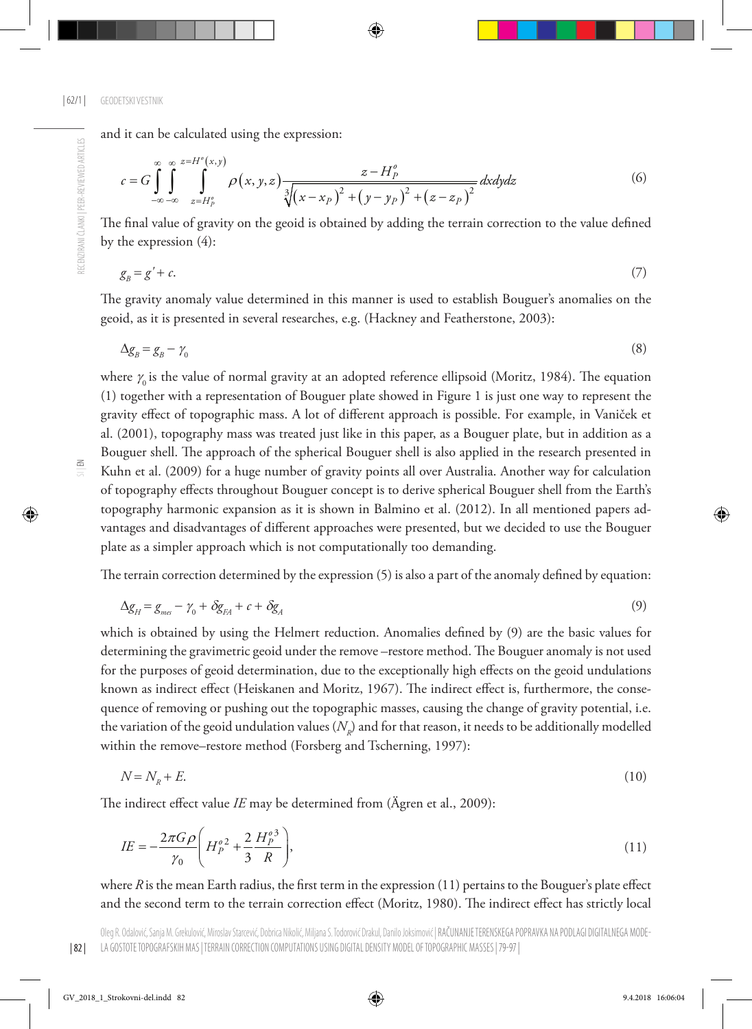and it can be calculated using the expression:

$$c = G\int_{-\infty}^{\infty}\int_{-\infty}^{\infty}\int_{z=H_P^o}^{z=H^o(x,y)} \rho(x,y,z)\frac{z-H_P^o}{\sqrt[3]{\left(x-x_P\right)^2+\left(y-y_P\right)^2+\left(z-z_P\right)^2}}\,dxdydz \tag{6}$$

The final value of gravity on the geoid is obtained by adding the terrain correction to the value defined by the expression (4):

$$g_B = g' + c. \tag{7}$$

The gravity anomaly value determined in this manner is used to establish Bouguer's anomalies on the geoid, as it is presented in several researches, e.g. (Hackney and Featherstone, 2003):

$$\Delta g_B = g_B - \gamma_0 \tag{8}$$

where $\gamma_0$ is the value of normal gravity at an adopted reference ellipsoid (Moritz, 1984). The equation (1) together with a representation of Bouguer plate showed in Figure 1 is just one way to represent the gravity effect of topographic mass. A lot of different approach is possible. For example, in Vaniček et al. (2001), topography mass was treated just like in this paper, as a Bouguer plate, but in addition as a Bouguer shell. The approach of the spherical Bouguer shell is also applied in the research presented in Kuhn et al. (2009) for a huge number of gravity points all over Australia. Another way for calculation of topography effects throughout Bouguer concept is to derive spherical Bouguer shell from the Earth's topography harmonic expansion as it is shown in Balmino et al. (2012). In all mentioned papers advantages and disadvantages of different approaches were presented, but we decided to use the Bouguer plate as a simpler approach which is not computationally too demanding.

The terrain correction determined by the expression (5) is also a part of the anomaly defined by equation:

$$\Delta g_H = g_{mes} - \gamma_0 + \delta g_{FA} + c + \delta g_A \tag{9}$$

which is obtained by using the Helmert reduction. Anomalies defined by (9) are the basic values for determining the gravimetric geoid under the remove –restore method. The Bouguer anomaly is not used for the purposes of geoid determination, due to the exceptionally high effects on the geoid undulations known as indirect effect (Heiskanen and Moritz, 1967). The indirect effect is, furthermore, the consequence of removing or pushing out the topographic masses, causing the change of gravity potential, i.e. the variation of the geoid undulation values ($N_R$) and for that reason, it needs to be additionally modelled within the remove–restore method (Forsberg and Tscherning, 1997):

$$N = N_R + E. \tag{10}$$

The indirect effect value *IE* may be determined from (Ägren et al., 2009):

$$IE = -\frac{2\pi G\rho}{\gamma_0}\left(H_P^{o\,2} + \frac{2}{3}\frac{H_P^{o\,3}}{R}\right), \tag{11}$$

where $R$ is the mean Earth radius, the first term in the expression (11) pertains to the Bouguer's plate effect and the second term to the terrain correction effect (Moritz, 1980). The indirect effect has strictly local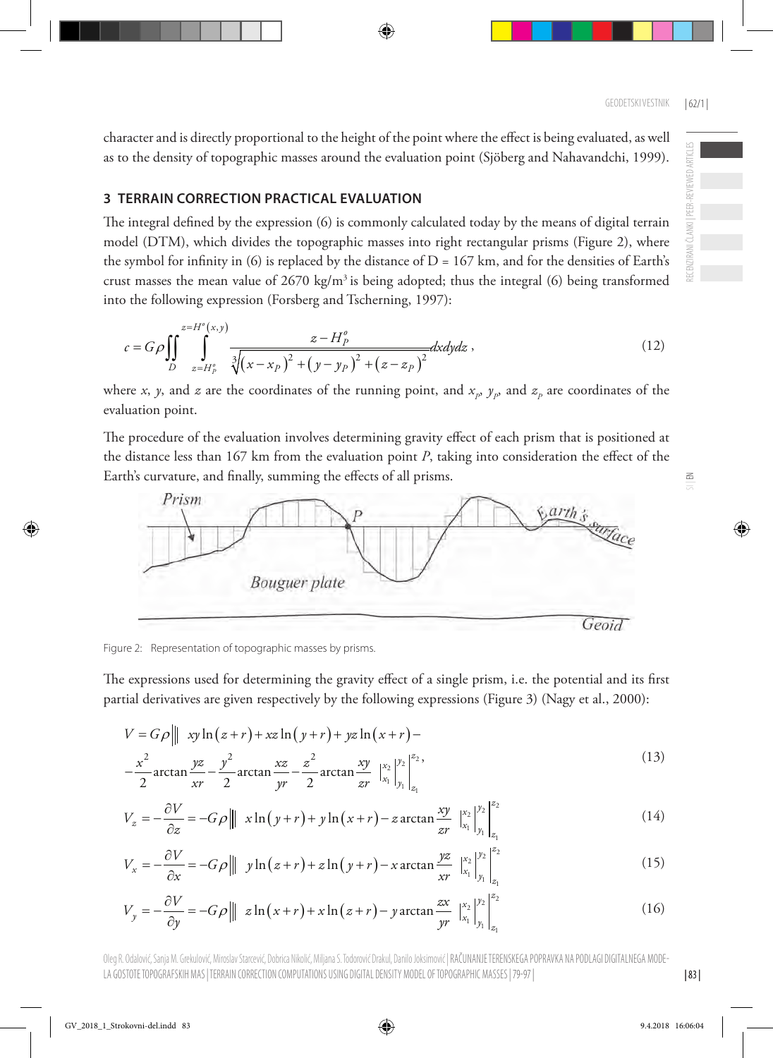character and is directly proportional to the height of the point where the effect is being evaluated, as well as to the density of topographic masses around the evaluation point (Sjöberg and Nahavandchi, 1999).

## 3 TERRAIN CORRECTION PRACTICAL EVALUATION

The integral defined by the expression (6) is commonly calculated today by the means of digital terrain model (DTM), which divides the topographic masses into right rectangular prisms (Figure 2), where the symbol for infinity in (6) is replaced by the distance of D = 167 km, and for the densities of Earth's crust masses the mean value of 2670 kg/m³ is being adopted; thus the integral (6) being transformed into the following expression (Forsberg and Tscherning, 1997):

$$c = G\rho \iint\limits_{D} \int\limits_{z=H_P^o}^{z=H^o(x,y)} \frac{z - H_P^o}{\sqrt[3]{\left(x-x_P\right)^2 + \left(y-y_P\right)^2 + \left(z-z_P\right)^2}} dxdydz\,, \tag{12}$$

where $x$, $y$, and $z$ are the coordinates of the running point, and $x_p$, $y_p$, and $z_p$ are coordinates of the evaluation point.

The procedure of the evaluation involves determining gravity effect of each prism that is positioned at the distance less than 167 km from the evaluation point $P$, taking into consideration the effect of the Earth's curvature, and finally, summing the effects of all prisms.

Figure 2: Representation of topographic masses by prisms.

The expressions used for determining the gravity effect of a single prism, i.e. the potential and its first partial derivatives are given respectively by the following expressions (Figure 3) (Nagy et al., 2000):

$$V = G\rho \left|\left|\left| \; xy\ln\left(z+r\right) + xz\ln\left(y+r\right) + yz\ln\left(x+r\right) - \frac{x^2}{2}\arctan\frac{yz}{xr} - \frac{y^2}{2}\arctan\frac{xz}{yr} - \frac{z^2}{2}\arctan\frac{xy}{zr} \; \right|_{x_1}^{x_2}\right|_{y_1}^{y_2}\right|_{z_1}^{z_2}, \tag{13}$$

$$V_z = -\frac{\partial V}{\partial z} = -G\rho \left|\left|\left| \; x\ln\left(y+r\right) + y\ln\left(x+r\right) - z\arctan\frac{xy}{zr} \; \right|_{x_1}^{x_2}\right|_{y_1}^{y_2}\right|_{z_1}^{z_2} \tag{14}$$

$$V_x = -\frac{\partial V}{\partial x} = -G\rho \left|\left|\left| \; y\ln\left(z+r\right) + z\ln\left(y+r\right) - x\arctan\frac{yz}{xr} \; \right|_{x_1}^{x_2}\right|_{y_1}^{y_2}\right|_{z_1}^{z_2} \tag{15}$$

$$V_y = -\frac{\partial V}{\partial y} = -G\rho \left|\left|\left| \; z\ln\left(x+r\right) + x\ln\left(z+r\right) - y\arctan\frac{zx}{yr} \; \right|_{x_1}^{x_2}\right|_{y_1}^{y_2}\right|_{z_1}^{z_2} \tag{16}$$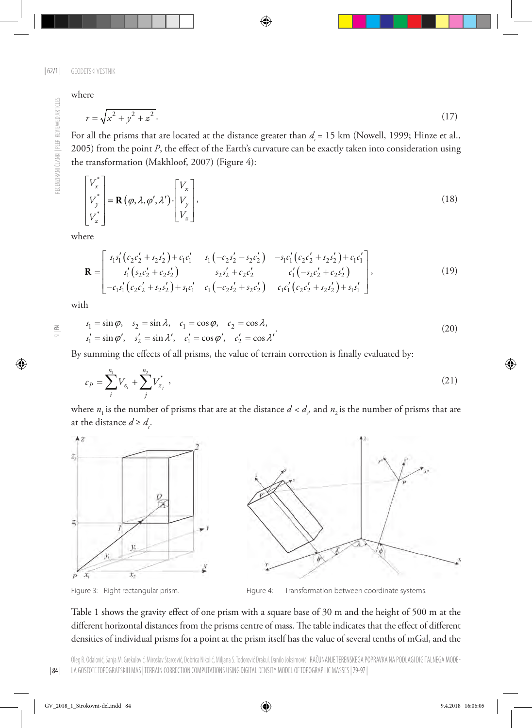where

$$r = \sqrt{x^2 + y^2 + z^2}. \tag{17}$$

For all the prisms that are located at the distance greater than $d_c$ = 15 km (Nowell, 1999; Hinze et al., 2005) from the point $P$, the effect of the Earth's curvature can be exactly taken into consideration using the transformation (Makhloof, 2007) (Figure 4):

$$\begin{bmatrix} V_x^* \\ V_y^* \\ V_z^* \end{bmatrix} = \mathbf{R}\left(\varphi, \lambda, \varphi', \lambda'\right) \cdot \begin{bmatrix} V_x \\ V_y \\ V_z \end{bmatrix}, \tag{18}$$

where

$$\mathbf{R} = \begin{bmatrix} s_1 s_1'\left(c_2 c_2' + s_2 s_2'\right) + c_1 c_1' & s_1\left(-c_2 s_2' - s_2 c_2'\right) & -s_1 c_1'\left(c_2 c_2' + s_2 s_2'\right) + c_1 c_1' \\ s_1'\left(s_2 c_2' + c_2 s_2'\right) & s_2 s_2' + c_2 c_2' & c_1'\left(-s_2 c_2' + c_2 s_2'\right) \\ -c_1 s_1'\left(c_2 c_2' + s_2 s_2'\right) + s_1 c_1' & c_1\left(-c_2 s_2' + s_2 c_2'\right) & c_1 c_1'\left(c_2 c_2' + s_2 s_2'\right) + s_1 s_1' \end{bmatrix}, \tag{19}$$

with

$$\begin{aligned} &s_1 = \sin\varphi, \quad s_2 = \sin\lambda, \quad c_1 = \cos\varphi, \quad c_2 = \cos\lambda, \\ &s_1' = \sin\varphi', \quad s_2' = \sin\lambda', \quad c_1' = \cos\varphi', \quad c_2' = \cos\lambda'. \end{aligned} \tag{20}$$

By summing the effects of all prisms, the value of terrain correction is finally evaluated by:

$$c_P = \sum_i^{n_1} V_{z_i} + \sum_j^{n_2} V_{z_j}^*, \tag{21}$$

where $n_1$ is the number of prisms that are at the distance $d < d_c$, and $n_2$ is the number of prisms that are at the distance $d \geq d_c$.

Figure 3: Right rectangular prism.

Figure 4: Transformation between coordinate systems.

Table 1 shows the gravity effect of one prism with a square base of 30 m and the height of 500 m at the different horizontal distances from the prisms centre of mass. The table indicates that the effect of different densities of individual prisms for a point at the prism itself has the value of several tenths of mGal, and the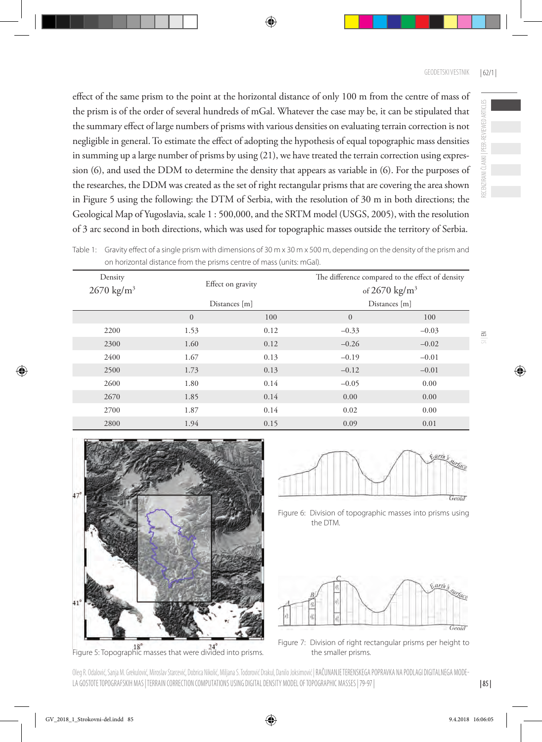effect of the same prism to the point at the horizontal distance of only 100 m from the centre of mass of the prism is of the order of several hundreds of mGal. Whatever the case may be, it can be stipulated that the summary effect of large numbers of prisms with various densities on evaluating terrain correction is not negligible in general. To estimate the effect of adopting the hypothesis of equal topographic mass densities in summing up a large number of prisms by using (21), we have treated the terrain correction using expression (6), and used the DDM to determine the density that appears as variable in (6). For the purposes of the researches, the DDM was created as the set of right rectangular prisms that are covering the area shown in Figure 5 using the following: the DTM of Serbia, with the resolution of 30 m in both directions; the Geological Map of Yugoslavia, scale 1 : 500,000, and the SRTM model (USGS, 2005), with the resolution of 3 arc second in both directions, which was used for topographic masses outside the territory of Serbia.

Table 1: Gravity effect of a single prism with dimensions of 30 m x 30 m x 500 m, depending on the density of the prism and on horizontal distance from the prisms centre of mass (units: mGal).

| Density 2670 kg/m$^3$ | Effect on gravity | | The difference compared to the effect of density of 2670 kg/m$^3$ | |
|---|---|---|---|---|
| | Distances [m] | | Distances [m] | |
| | 0 | 100 | 0 | 100 |
| 2200 | 1.53 | 0.12 | −0.33 | −0.03 |
| 2300 | 1.60 | 0.12 | −0.26 | −0.02 |
| 2400 | 1.67 | 0.13 | −0.19 | −0.01 |
| 2500 | 1.73 | 0.13 | −0.12 | −0.01 |
| 2600 | 1.80 | 0.14 | −0.05 | 0.00 |
| 2670 | 1.85 | 0.14 | 0.00 | 0.00 |
| 2700 | 1.87 | 0.14 | 0.02 | 0.00 |
| 2800 | 1.94 | 0.15 | 0.09 | 0.01 |

Figure 5: Topographic masses that were divided into prisms.

Figure 6: Division of topographic masses into prisms using the DTM.

Figure 7: Division of right rectangular prisms per height to the smaller prisms.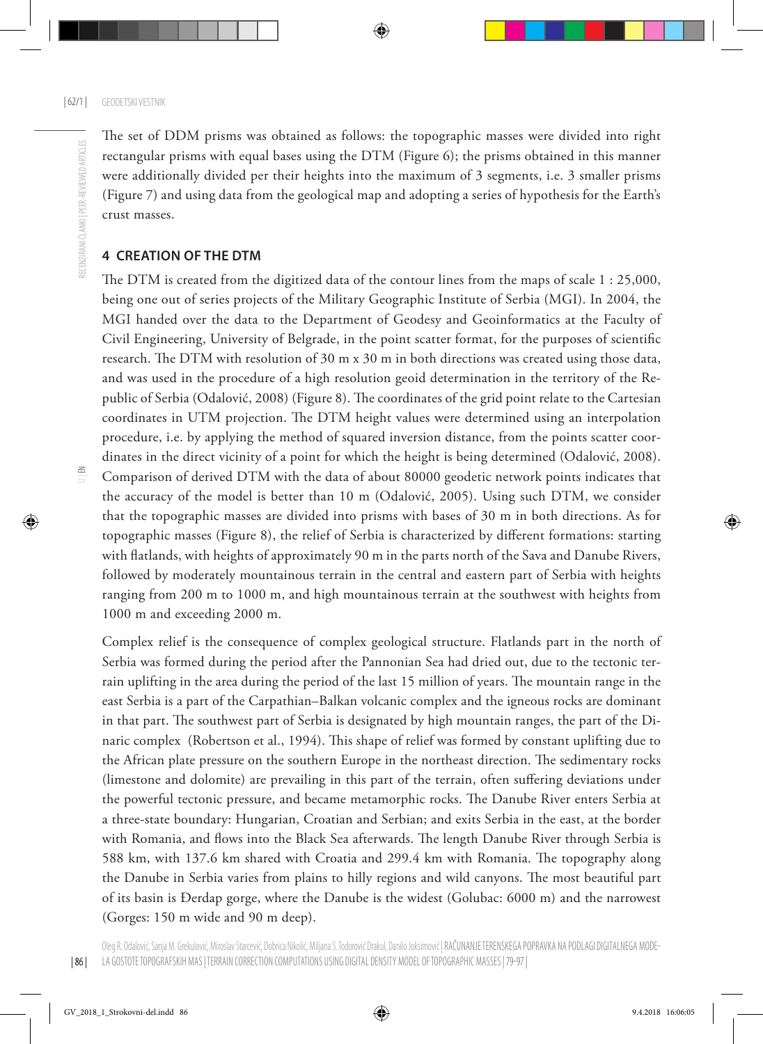The set of DDM prisms was obtained as follows: the topographic masses were divided into right rectangular prisms with equal bases using the DTM (Figure 6); the prisms obtained in this manner were additionally divided per their heights into the maximum of 3 segments, i.e. 3 smaller prisms (Figure 7) and using data from the geological map and adopting a series of hypothesis for the Earth's crust masses.

## 4 CREATION OF THE DTM

The DTM is created from the digitized data of the contour lines from the maps of scale 1 : 25,000, being one out of series projects of the Military Geographic Institute of Serbia (MGI). In 2004, the MGI handed over the data to the Department of Geodesy and Geoinformatics at the Faculty of Civil Engineering, University of Belgrade, in the point scatter format, for the purposes of scientific research. The DTM with resolution of 30 m x 30 m in both directions was created using those data, and was used in the procedure of a high resolution geoid determination in the territory of the Republic of Serbia (Odalović, 2008) (Figure 8). The coordinates of the grid point relate to the Cartesian coordinates in UTM projection. The DTM height values were determined using an interpolation procedure, i.e. by applying the method of squared inversion distance, from the points scatter coordinates in the direct vicinity of a point for which the height is being determined (Odalović, 2008). Comparison of derived DTM with the data of about 80000 geodetic network points indicates that the accuracy of the model is better than 10 m (Odalović, 2005). Using such DTM, we consider that the topographic masses are divided into prisms with bases of 30 m in both directions. As for topographic masses (Figure 8), the relief of Serbia is characterized by different formations: starting with flatlands, with heights of approximately 90 m in the parts north of the Sava and Danube Rivers, followed by moderately mountainous terrain in the central and eastern part of Serbia with heights ranging from 200 m to 1000 m, and high mountainous terrain at the southwest with heights from 1000 m and exceeding 2000 m.

Complex relief is the consequence of complex geological structure. Flatlands part in the north of Serbia was formed during the period after the Pannonian Sea had dried out, due to the tectonic terrain uplifting in the area during the period of the last 15 million of years. The mountain range in the east Serbia is a part of the Carpathian–Balkan volcanic complex and the igneous rocks are dominant in that part. The southwest part of Serbia is designated by high mountain ranges, the part of the Dinaric complex (Robertson et al., 1994). This shape of relief was formed by constant uplifting due to the African plate pressure on the southern Europe in the northeast direction. The sedimentary rocks (limestone and dolomite) are prevailing in this part of the terrain, often suffering deviations under the powerful tectonic pressure, and became metamorphic rocks. The Danube River enters Serbia at a three-state boundary: Hungarian, Croatian and Serbian; and exits Serbia in the east, at the border with Romania, and flows into the Black Sea afterwards. The length Danube River through Serbia is 588 km, with 137.6 km shared with Croatia and 299.4 km with Romania. The topography along the Danube in Serbia varies from plains to hilly regions and wild canyons. The most beautiful part of its basin is Đerdap gorge, where the Danube is the widest (Golubac: 6000 m) and the narrowest (Gorges: 150 m wide and 90 m deep).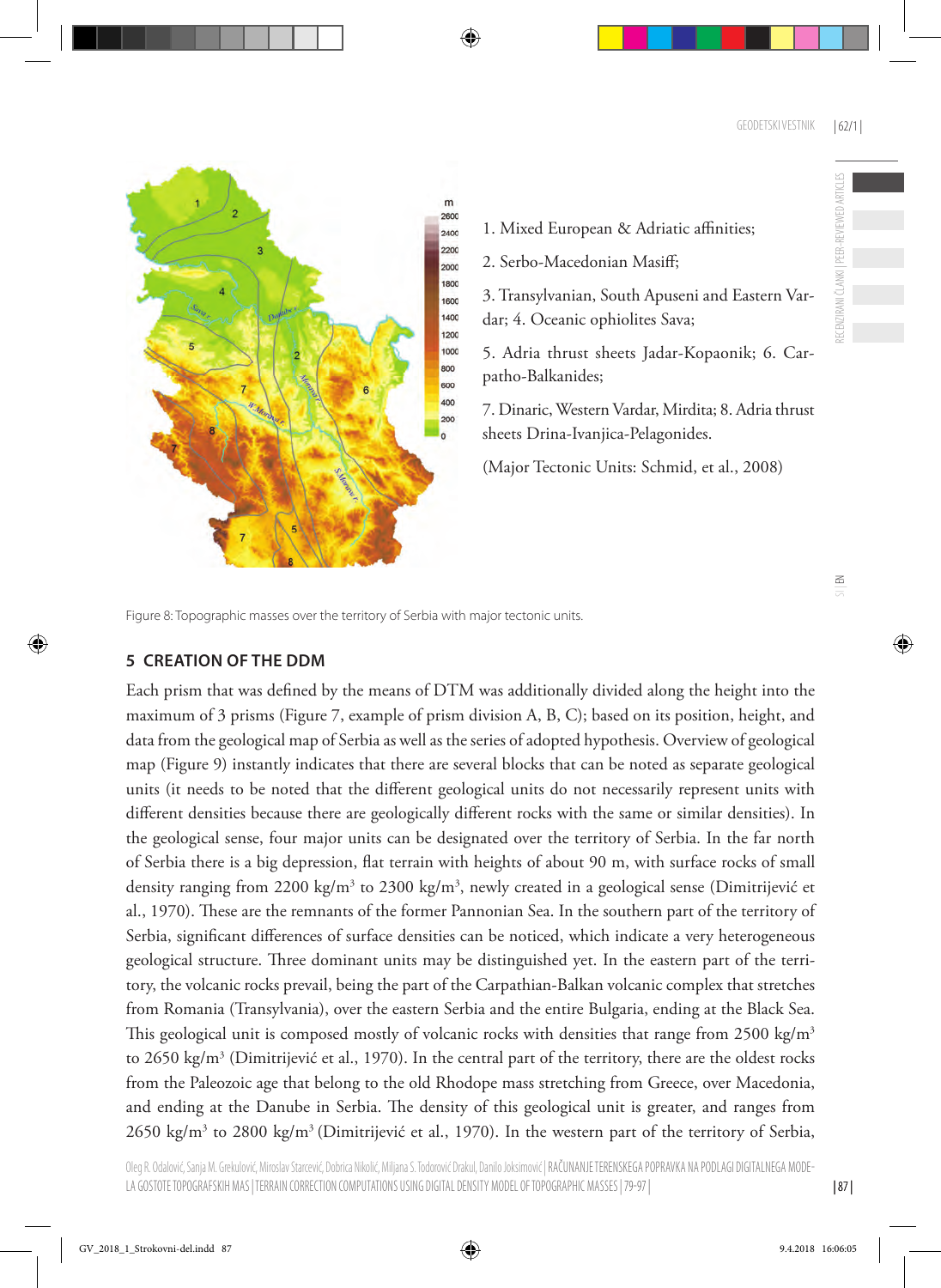1. Mixed European & Adriatic affinities;

2. Serbo-Macedonian Masiff;

3. Transylvanian, South Apuseni and Eastern Vardar; 4. Oceanic ophiolites Sava;

5. Adria thrust sheets Jadar-Kopaonik; 6. Carpatho-Balkanides;

7. Dinaric, Western Vardar, Mirdita; 8. Adria thrust sheets Drina-Ivanjica-Pelagonides.

(Major Tectonic Units: Schmid, et al., 2008)

Figure 8: Topographic masses over the territory of Serbia with major tectonic units.

## 5 CREATION OF THE DDM

Each prism that was defined by the means of DTM was additionally divided along the height into the maximum of 3 prisms (Figure 7, example of prism division A, B, C); based on its position, height, and data from the geological map of Serbia as well as the series of adopted hypothesis. Overview of geological map (Figure 9) instantly indicates that there are several blocks that can be noted as separate geological units (it needs to be noted that the different geological units do not necessarily represent units with different densities because there are geologically different rocks with the same or similar densities). In the geological sense, four major units can be designated over the territory of Serbia. In the far north of Serbia there is a big depression, flat terrain with heights of about 90 m, with surface rocks of small density ranging from 2200 kg/m$^3$ to 2300 kg/m$^3$, newly created in a geological sense (Dimitrijević et al., 1970). These are the remnants of the former Pannonian Sea. In the southern part of the territory of Serbia, significant differences of surface densities can be noticed, which indicate a very heterogeneous geological structure. Three dominant units may be distinguished yet. In the eastern part of the territory, the volcanic rocks prevail, being the part of the Carpathian-Balkan volcanic complex that stretches from Romania (Transylvania), over the eastern Serbia and the entire Bulgaria, ending at the Black Sea. This geological unit is composed mostly of volcanic rocks with densities that range from 2500 kg/m$^3$ to 2650 kg/m$^3$ (Dimitrijević et al., 1970). In the central part of the territory, there are the oldest rocks from the Paleozoic age that belong to the old Rhodope mass stretching from Greece, over Macedonia, and ending at the Danube in Serbia. The density of this geological unit is greater, and ranges from 2650 kg/m$^3$ to 2800 kg/m$^3$ (Dimitrijević et al., 1970). In the western part of the territory of Serbia,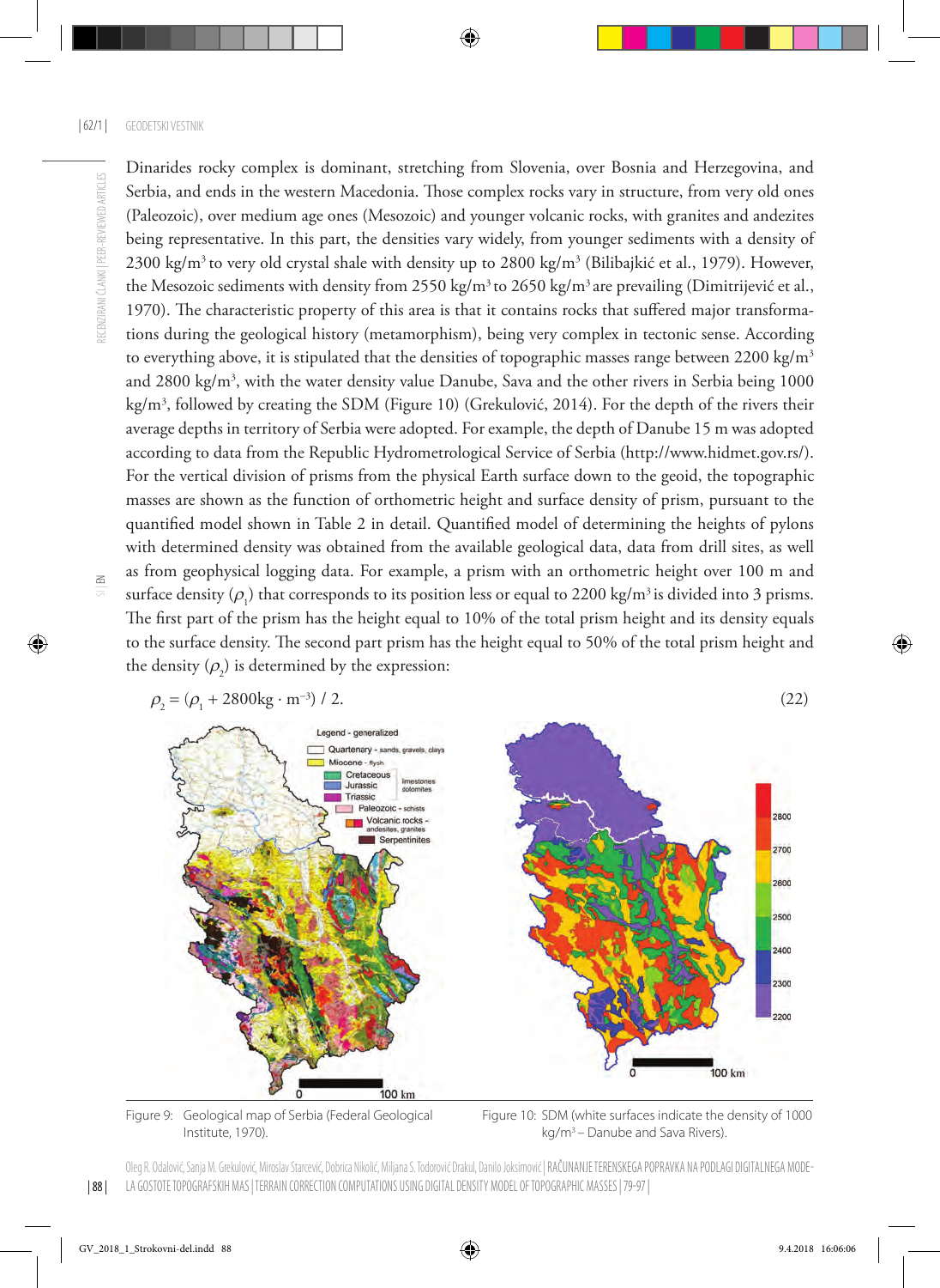Dinarides rocky complex is dominant, stretching from Slovenia, over Bosnia and Herzegovina, and Serbia, and ends in the western Macedonia. Those complex rocks vary in structure, from very old ones (Paleozoic), over medium age ones (Mesozoic) and younger volcanic rocks, with granites and andezites being representative. In this part, the densities vary widely, from younger sediments with a density of 2300 kg/m$^3$ to very old crystal shale with density up to 2800 kg/m$^3$ (Bilibajkić et al., 1979). However, the Mesozoic sediments with density from 2550 kg/m$^3$ to 2650 kg/m$^3$ are prevailing (Dimitrijević et al., 1970). The characteristic property of this area is that it contains rocks that suffered major transformations during the geological history (metamorphism), being very complex in tectonic sense. According to everything above, it is stipulated that the densities of topographic masses range between 2200 kg/m$^3$ and 2800 kg/m$^3$, with the water density value Danube, Sava and the other rivers in Serbia being 1000 kg/m$^3$, followed by creating the SDM (Figure 10) (Grekulović, 2014). For the depth of the rivers their average depths in territory of Serbia were adopted. For example, the depth of Danube 15 m was adopted according to data from the Republic Hydrometrological Service of Serbia (http://www.hidmet.gov.rs/). For the vertical division of prisms from the physical Earth surface down to the geoid, the topographic masses are shown as the function of orthometric height and surface density of prism, pursuant to the quantified model shown in Table 2 in detail. Quantified model of determining the heights of pylons with determined density was obtained from the available geological data, data from drill sites, as well as from geophysical logging data. For example, a prism with an orthometric height over 100 m and surface density ($\rho_1$) that corresponds to its position less or equal to 2200 kg/m$^3$ is divided into 3 prisms. The first part of the prism has the height equal to 10% of the total prism height and its density equals to the surface density. The second part prism has the height equal to 50% of the total prism height and the density ($\rho_2$) is determined by the expression:

$$\rho_2 = (\rho_1 + 2800 \mathrm{kg} \cdot \mathrm{m}^{-3}) / 2. \tag{22}$$

Figure 9: Geological map of Serbia (Federal Geological Institute, 1970).

Figure 10: SDM (white surfaces indicate the density of 1000 kg/m$^3$ – Danube and Sava Rivers).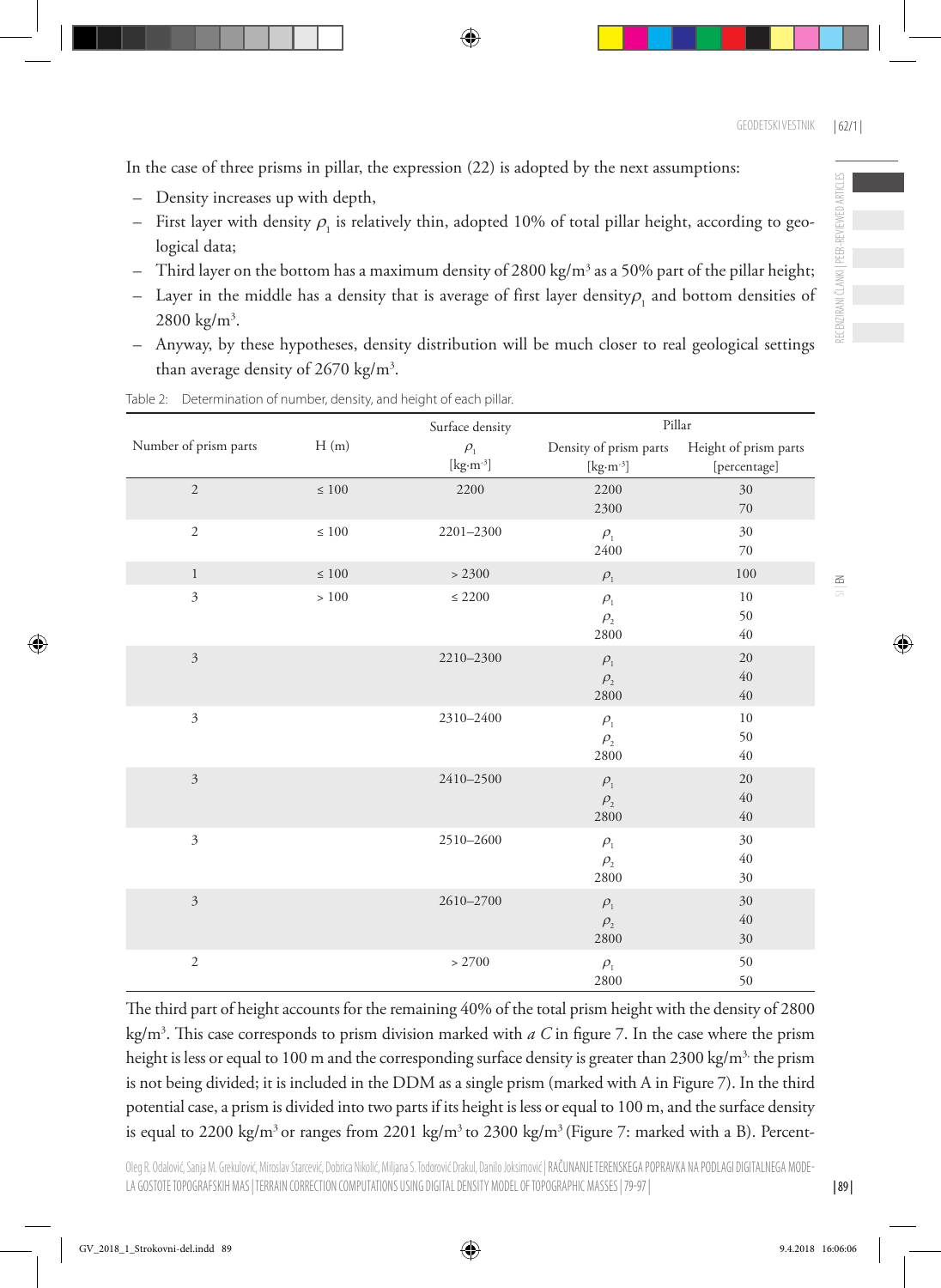In the case of three prisms in pillar, the expression (22) is adopted by the next assumptions:

- Density increases up with depth,
- First layer with density $\rho_1$ is relatively thin, adopted 10% of total pillar height, according to geological data;
- Third layer on the bottom has a maximum density of 2800 kg/m$^3$ as a 50% part of the pillar height;
- Layer in the middle has a density that is average of first layer density $\rho_1$ and bottom densities of 2800 kg/m$^3$.
- Anyway, by these hypotheses, density distribution will be much closer to real geological settings than average density of 2670 kg/m$^3$.

Table 2: Determination of number, density, and height of each pillar.

| Number of prism parts | H (m) | Surface density $\rho_1$ [kg·m$^{-3}$] | Pillar: Density of prism parts [kg·m$^{-3}$] | Pillar: Height of prism parts [percentage] |
|---|---|---|---|---|
| 2 | ≤ 100 | 2200 | 2200<br>2300 | 30<br>70 |
| 2 | ≤ 100 | 2201–2300 | $\rho_1$<br>2400 | 30<br>70 |
| 1 | ≤ 100 | > 2300 | $\rho_1$ | 100 |
| 3 | > 100 | ≤ 2200 | $\rho_1$<br>$\rho_2$<br>2800 | 10<br>50<br>40 |
| 3 | | 2210–2300 | $\rho_1$<br>$\rho_2$<br>2800 | 20<br>40<br>40 |
| 3 | | 2310–2400 | $\rho_1$<br>$\rho_2$<br>2800 | 10<br>50<br>40 |
| 3 | | 2410–2500 | $\rho_1$<br>$\rho_2$<br>2800 | 20<br>40<br>40 |
| 3 | | 2510–2600 | $\rho_1$<br>$\rho_2$<br>2800 | 30<br>40<br>30 |
| 3 | | 2610–2700 | $\rho_1$<br>$\rho_2$<br>2800 | 30<br>40<br>30 |
| 2 | | > 2700 | $\rho_1$<br>2800 | 50<br>50 |

The third part of height accounts for the remaining 40% of the total prism height with the density of 2800 kg/m$^3$. This case corresponds to prism division marked with *a C* in figure 7. In the case where the prism height is less or equal to 100 m and the corresponding surface density is greater than 2300 kg/m$^3$, the prism is not being divided; it is included in the DDM as a single prism (marked with A in Figure 7). In the third potential case, a prism is divided into two parts if its height is less or equal to 100 m, and the surface density is equal to 2200 kg/m$^3$ or ranges from 2201 kg/m$^3$ to 2300 kg/m$^3$ (Figure 7: marked with a B). Percent-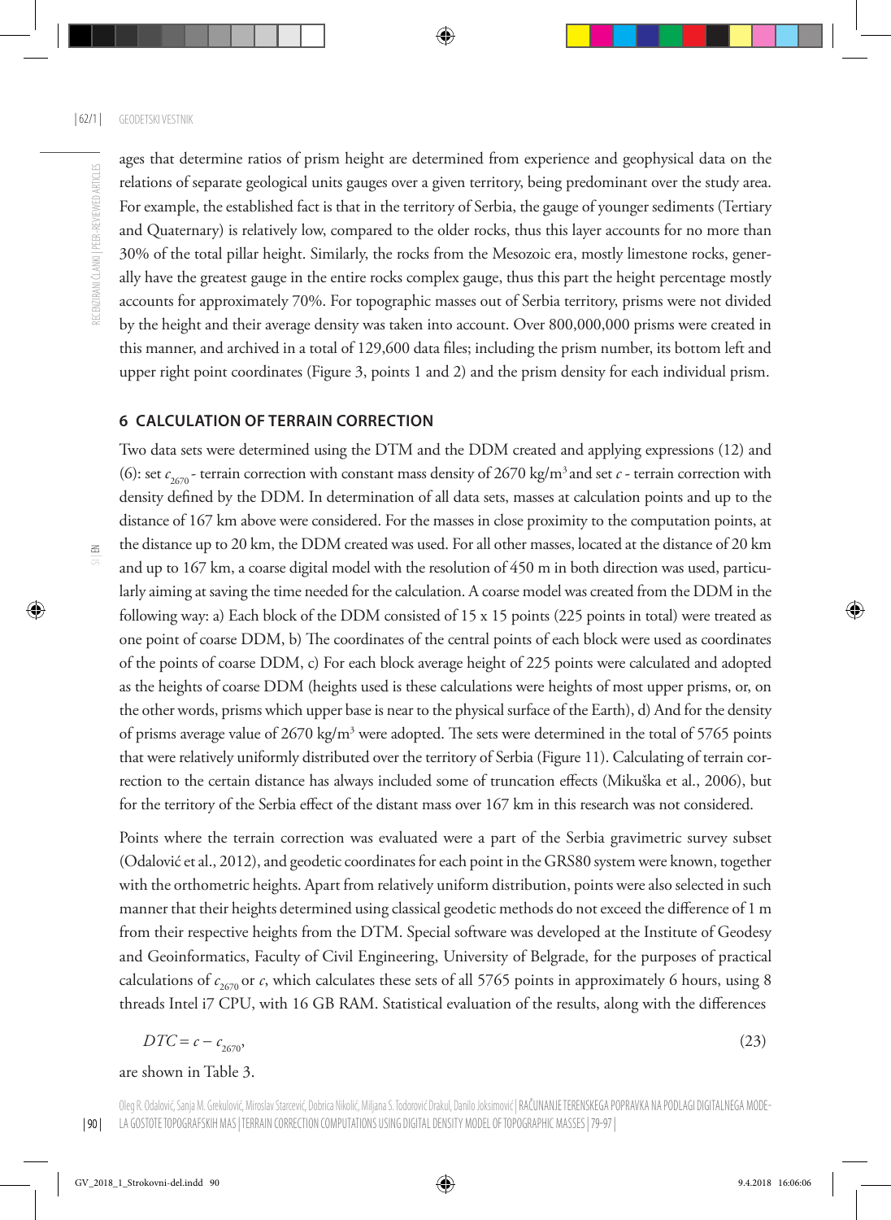ages that determine ratios of prism height are determined from experience and geophysical data on the relations of separate geological units gauges over a given territory, being predominant over the study area. For example, the established fact is that in the territory of Serbia, the gauge of younger sediments (Tertiary and Quaternary) is relatively low, compared to the older rocks, thus this layer accounts for no more than 30% of the total pillar height. Similarly, the rocks from the Mesozoic era, mostly limestone rocks, generally have the greatest gauge in the entire rocks complex gauge, thus this part the height percentage mostly accounts for approximately 70%. For topographic masses out of Serbia territory, prisms were not divided by the height and their average density was taken into account. Over 800,000,000 prisms were created in this manner, and archived in a total of 129,600 data files; including the prism number, its bottom left and upper right point coordinates (Figure 3, points 1 and 2) and the prism density for each individual prism.

## 6 CALCULATION OF TERRAIN CORRECTION

Two data sets were determined using the DTM and the DDM created and applying expressions (12) and (6): set $c_{2670}$ - terrain correction with constant mass density of 2670 kg/m$^3$ and set $c$ - terrain correction with density defined by the DDM. In determination of all data sets, masses at calculation points and up to the distance of 167 km above were considered. For the masses in close proximity to the computation points, at the distance up to 20 km, the DDM created was used. For all other masses, located at the distance of 20 km and up to 167 km, a coarse digital model with the resolution of 450 m in both direction was used, particularly aiming at saving the time needed for the calculation. A coarse model was created from the DDM in the following way: a) Each block of the DDM consisted of 15 x 15 points (225 points in total) were treated as one point of coarse DDM, b) The coordinates of the central points of each block were used as coordinates of the points of coarse DDM, c) For each block average height of 225 points were calculated and adopted as the heights of coarse DDM (heights used is these calculations were heights of most upper prisms, or, on the other words, prisms which upper base is near to the physical surface of the Earth), d) And for the density of prisms average value of 2670 kg/m$^3$ were adopted. The sets were determined in the total of 5765 points that were relatively uniformly distributed over the territory of Serbia (Figure 11). Calculating of terrain correction to the certain distance has always included some of truncation effects (Mikuška et al., 2006), but for the territory of the Serbia effect of the distant mass over 167 km in this research was not considered.

Points where the terrain correction was evaluated were a part of the Serbia gravimetric survey subset (Odalović et al., 2012), and geodetic coordinates for each point in the GRS80 system were known, together with the orthometric heights. Apart from relatively uniform distribution, points were also selected in such manner that their heights determined using classical geodetic methods do not exceed the difference of 1 m from their respective heights from the DTM. Special software was developed at the Institute of Geodesy and Geoinformatics, Faculty of Civil Engineering, University of Belgrade, for the purposes of practical calculations of $c_{2670}$ or $c$, which calculates these sets of all 5765 points in approximately 6 hours, using 8 threads Intel i7 CPU, with 16 GB RAM. Statistical evaluation of the results, along with the differences

$$DTC = c - c_{2670}, \tag{23}$$

are shown in Table 3.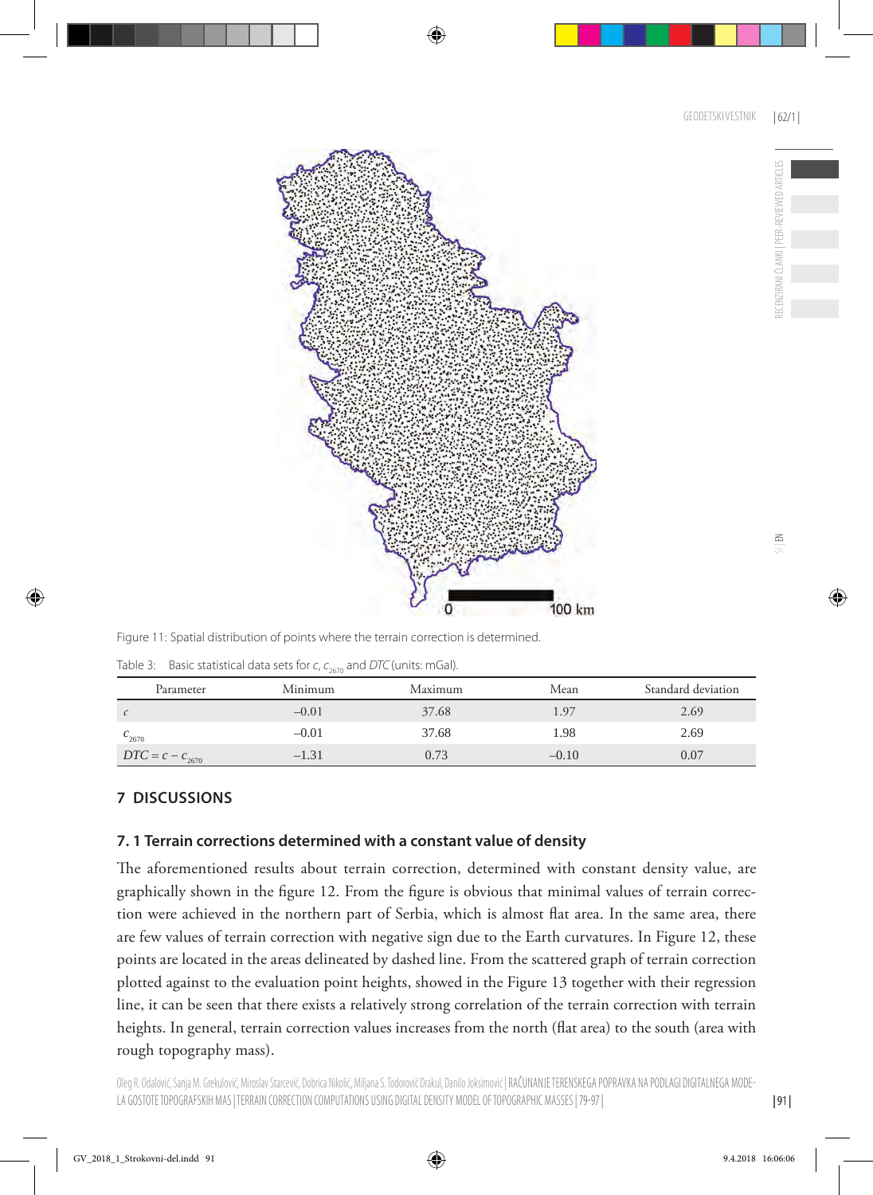Figure 11: Spatial distribution of points where the terrain correction is determined.

Table 3: Basic statistical data sets for $c$, $c_{2670}$ and $DTC$ (units: mGal).

| Parameter | Minimum | Maximum | Mean | Standard deviation |
|---|---|---|---|---|
| $c$ | –0.01 | 37.68 | 1.97 | 2.69 |
| $c_{2670}$ | –0.01 | 37.68 | 1.98 | 2.69 |
| $DTC = c - c_{2670}$ | –1.31 | 0.73 | –0.10 | 0.07 |

## 7 DISCUSSIONS

### 7. 1 Terrain corrections determined with a constant value of density

The aforementioned results about terrain correction, determined with constant density value, are graphically shown in the figure 12. From the figure is obvious that minimal values of terrain correction were achieved in the northern part of Serbia, which is almost flat area. In the same area, there are few values of terrain correction with negative sign due to the Earth curvatures. In Figure 12, these points are located in the areas delineated by dashed line. From the scattered graph of terrain correction plotted against to the evaluation point heights, showed in the Figure 13 together with their regression line, it can be seen that there exists a relatively strong correlation of the terrain correction with terrain heights. In general, terrain correction values increases from the north (flat area) to the south (area with rough topography mass).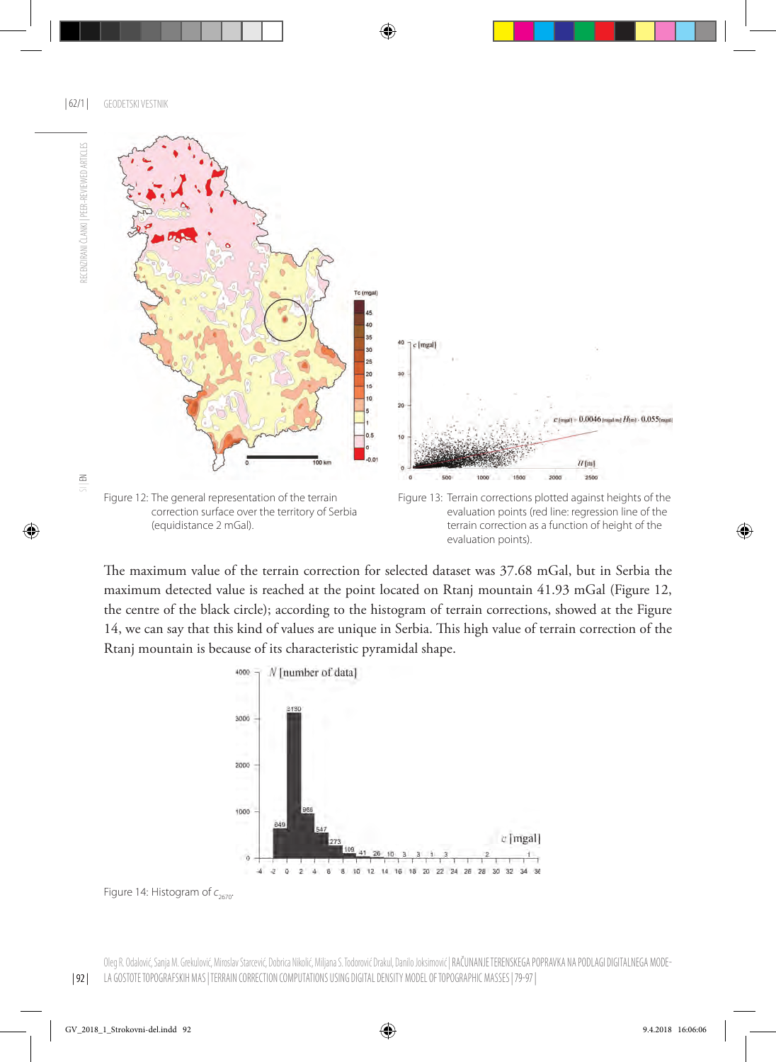Figure 12: The general representation of the terrain correction surface over the territory of Serbia (equidistance 2 mGal).

Figure 13: Terrain corrections plotted against heights of the evaluation points (red line: regression line of the terrain correction as a function of height of the evaluation points).

The maximum value of the terrain correction for selected dataset was 37.68 mGal, but in Serbia the maximum detected value is reached at the point located on Rtanj mountain 41.93 mGal (Figure 12, the centre of the black circle); according to the histogram of terrain corrections, showed at the Figure 14, we can say that this kind of values are unique in Serbia. This high value of terrain correction of the Rtanj mountain is because of its characteristic pyramidal shape.

Figure 14: Histogram of $c_{2670}$.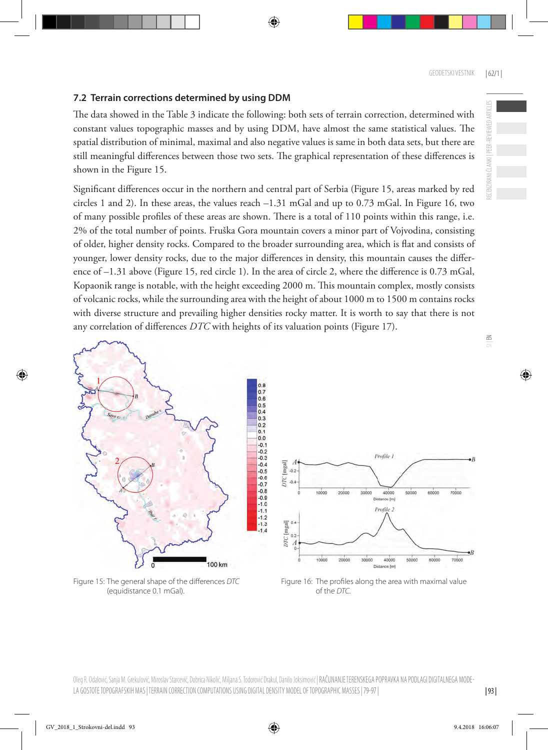### 7.2 Terrain corrections determined by using DDM

The data showed in the Table 3 indicate the following: both sets of terrain correction, determined with constant values topographic masses and by using DDM, have almost the same statistical values. The spatial distribution of minimal, maximal and also negative values is same in both data sets, but there are still meaningful differences between those two sets. The graphical representation of these differences is shown in the Figure 15.

Significant differences occur in the northern and central part of Serbia (Figure 15, areas marked by red circles 1 and 2). In these areas, the values reach –1.31 mGal and up to 0.73 mGal. In Figure 16, two of many possible profiles of these areas are shown. There is a total of 110 points within this range, i.e. 2% of the total number of points. Fruška Gora mountain covers a minor part of Vojvodina, consisting of older, higher density rocks. Compared to the broader surrounding area, which is flat and consists of younger, lower density rocks, due to the major differences in density, this mountain causes the difference of –1.31 above (Figure 15, red circle 1). In the area of circle 2, where the difference is 0.73 mGal, Kopaonik range is notable, with the height exceeding 2000 m. This mountain complex, mostly consists of volcanic rocks, while the surrounding area with the height of about 1000 m to 1500 m contains rocks with diverse structure and prevailing higher densities rocky matter. It is worth to say that there is not any correlation of differences *DTC* with heights of its valuation points (Figure 17).

Figure 15: The general shape of the differences *DTC* (equidistance 0.1 mGal).

Figure 16: The profiles along the area with maximal value of the *DTC*.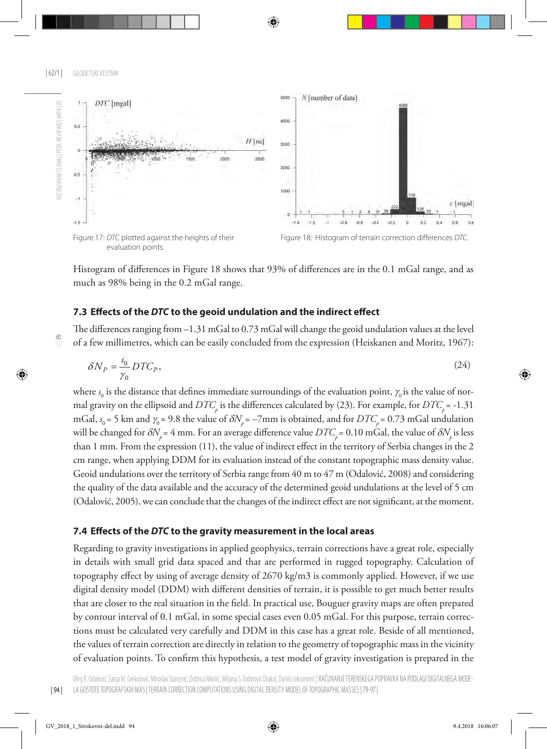Figure 17: *DTC* plotted against the heights of their evaluation points.

Figure 18: Histogram of terrain correction differences *DTC*.

Histogram of differences in Figure 18 shows that 93% of differences are in the 0.1 mGal range, and as much as 98% being in the 0.2 mGal range.

### 7.3 Effects of the *DTC* to the geoid undulation and the indirect effect

The differences ranging from –1.31 mGal to 0.73 mGal will change the geoid undulation values at the level of a few millimetres, which can be easily concluded from the expression (Heiskanen and Moritz, 1967):

$$\delta N_P = \frac{s_0}{\gamma_0} DTC_P, \tag{24}$$

where $s_0$ is the distance that defines immediate surroundings of the evaluation point, $\gamma_0$ is the value of normal gravity on the ellipsoid and $DTC_p$ is the differences calculated by (23). For example, for $DTC_p = -1.31$ mGal, $s_0 = 5$ km and $\gamma_0 \approx 9.8$ the value of $\delta N_p = -7$mm is obtained, and for $DTC_p = 0.73$ mGal undulation will be changed for $\delta N_p = 4$ mm. For an average difference value $DTC_p = 0.10$ mGal, the value of $\delta N_p$ is less than 1 mm. From the expression (11), the value of indirect effect in the territory of Serbia changes in the 2 cm range, when applying DDM for its evaluation instead of the constant topographic mass density value. Geoid undulations over the territory of Serbia range from 40 m to 47 m (Odalović, 2008) and considering the quality of the data available and the accuracy of the determined geoid undulations at the level of 5 cm (Odalović, 2005), we can conclude that the changes of the indirect effect are not significant, at the moment.

### 7.4 Effects of the *DTC* to the gravity measurement in the local areas

Regarding to gravity investigations in applied geophysics, terrain corrections have a great role, especially in details with small grid data spaced and that are performed in rugged topography. Calculation of topography effect by using of average density of 2670 kg/m3 is commonly applied. However, if we use digital density model (DDM) with different densities of terrain, it is possible to get much better results that are closer to the real situation in the field. In practical use, Bouguer gravity maps are often prepared by contour interval of 0.1 mGal, in some special cases even 0.05 mGal. For this purpose, terrain corrections must be calculated very carefully and DDM in this case has a great role. Beside of all mentioned, the values of terrain correction are directly in relation to the geometry of topographic mass in the vicinity of evaluation points. To confirm this hypothesis, a test model of gravity investigation is prepared in the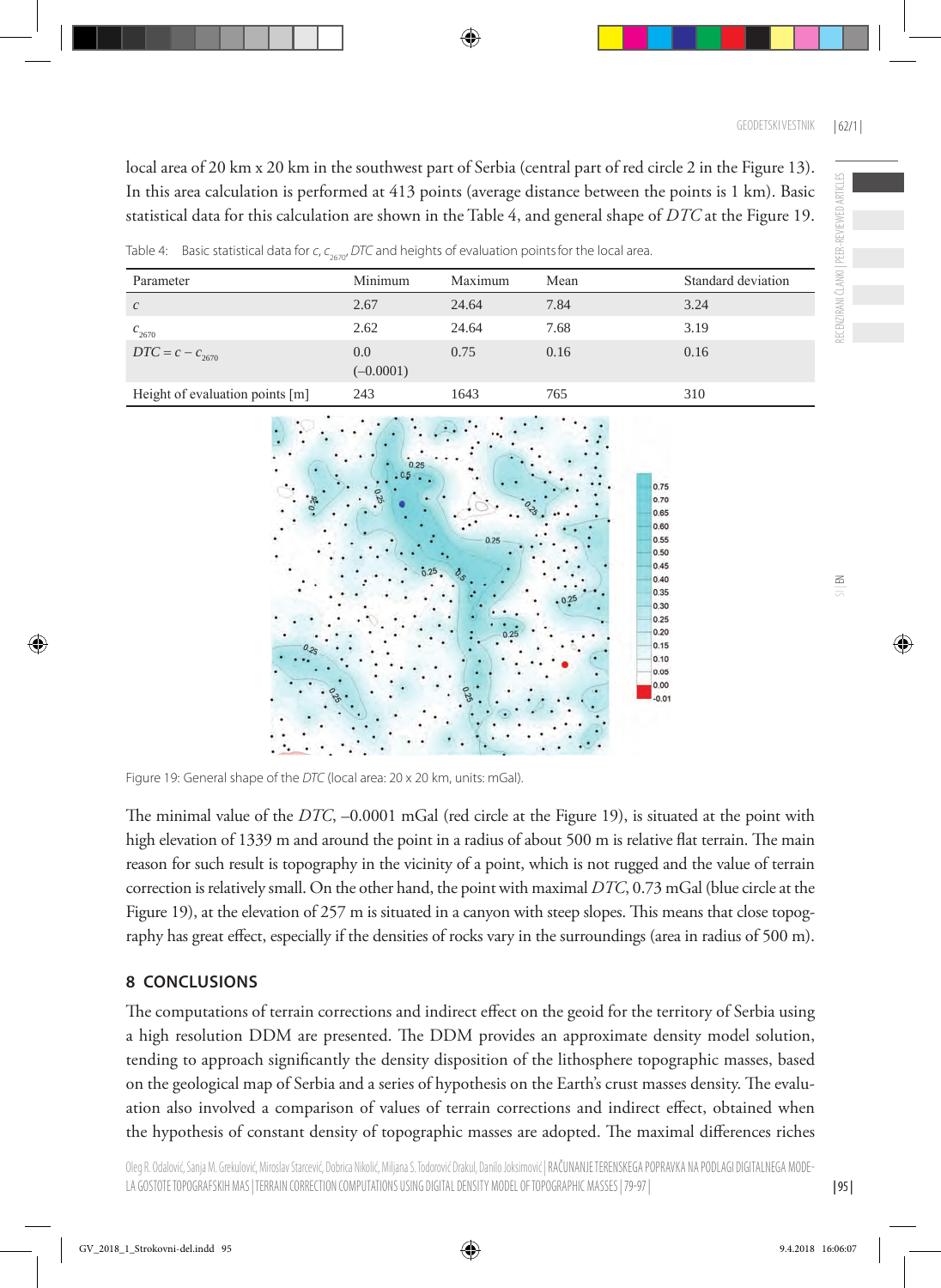local area of 20 km x 20 km in the southwest part of Serbia (central part of red circle 2 in the Figure 13). In this area calculation is performed at 413 points (average distance between the points is 1 km). Basic statistical data for this calculation are shown in the Table 4, and general shape of *DTC* at the Figure 19.

Table 4: Basic statistical data for $c$, $c_{2670}$, *DTC* and heights of evaluation points for the local area.

| Parameter | Minimum | Maximum | Mean | Standard deviation |
|---|---|---|---|---|
| $c$ | 2.67 | 24.64 | 7.84 | 3.24 |
| $c_{2670}$ | 2.62 | 24.64 | 7.68 | 3.19 |
| $DTC = c - c_{2670}$ | 0.0 (–0.0001) | 0.75 | 0.16 | 0.16 |
| Height of evaluation points [m] | 243 | 1643 | 765 | 310 |

Figure 19: General shape of the *DTC* (local area: 20 x 20 km, units: mGal).

The minimal value of the *DTC*, –0.0001 mGal (red circle at the Figure 19), is situated at the point with high elevation of 1339 m and around the point in a radius of about 500 m is relative flat terrain. The main reason for such result is topography in the vicinity of a point, which is not rugged and the value of terrain correction is relatively small. On the other hand, the point with maximal *DTC*, 0.73 mGal (blue circle at the Figure 19), at the elevation of 257 m is situated in a canyon with steep slopes. This means that close topography has great effect, especially if the densities of rocks vary in the surroundings (area in radius of 500 m).

## 8 CONCLUSIONS

The computations of terrain corrections and indirect effect on the geoid for the territory of Serbia using a high resolution DDM are presented. The DDM provides an approximate density model solution, tending to approach significantly the density disposition of the lithosphere topographic masses, based on the geological map of Serbia and a series of hypothesis on the Earth's crust masses density. The evaluation also involved a comparison of values of terrain corrections and indirect effect, obtained when the hypothesis of constant density of topographic masses are adopted. The maximal differences riches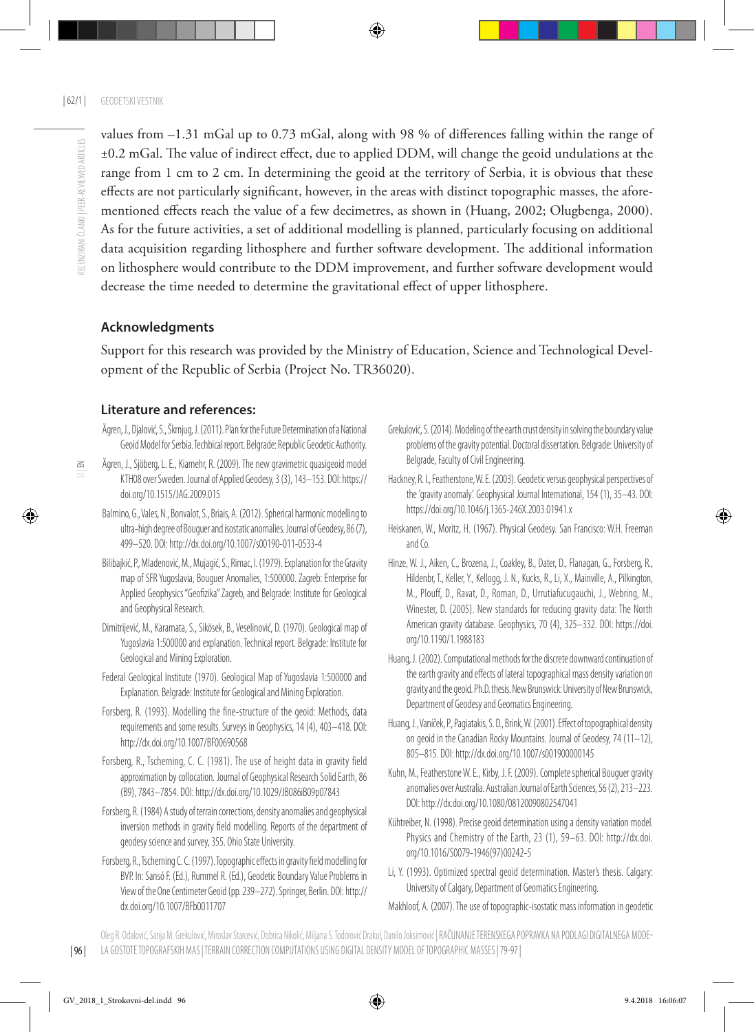values from –1.31 mGal up to 0.73 mGal, along with 98 % of differences falling within the range of ±0.2 mGal. The value of indirect effect, due to applied DDM, will change the geoid undulations at the range from 1 cm to 2 cm. In determining the geoid at the territory of Serbia, it is obvious that these effects are not particularly significant, however, in the areas with distinct topographic masses, the aforementioned effects reach the value of a few decimetres, as shown in (Huang, 2002; Olugbenga, 2000). As for the future activities, a set of additional modelling is planned, particularly focusing on additional data acquisition regarding lithosphere and further software development. The additional information on lithosphere would contribute to the DDM improvement, and further software development would decrease the time needed to determine the gravitational effect of upper lithosphere.

## Acknowledgments

Support for this research was provided by the Ministry of Education, Science and Technological Development of the Republic of Serbia (Project No. TR36020).

## Literature and references:

Ågren, J., Djalović, S., Škrnjug, J. (2011). Plan for the Future Determination of a National Geoid Model for Serbia. Techbical report. Belgrade: Republic Geodetic Authority.

Ågren, J., Sjöberg, L. E., Kiamehr, R. (2009). The new gravimetric quasigeoid model KTH08 over Sweden. Journal of Applied Geodesy, 3 (3), 143–153. DOI: https://doi.org/10.1515/JAG.2009.015

Balmino, G., Vales, N., Bonvalot, S., Briais, A. (2012). Spherical harmonic modelling to ultra-high degree of Bouguer and isostatic anomalies. Journal of Geodesy, 86 (7), 499–520. DOI: http://dx.doi.org/10.1007/s00190-011-0533-4

Bilibajkić, P., Mladenović, M., Mujagić, S., Rimac, I. (1979). Explanation for the Gravity map of SFR Yugoslavia, Bouguer Anomalies, 1:500000. Zagreb: Enterprise for Applied Geophysics "Geofizika" Zagreb, and Belgrade: Institute for Geological and Geophysical Research.

Dimitrijević, M., Karamata, S., Sikošek, B., Veselinović, D. (1970). Geological map of Yugoslavia 1:500000 and explanation. Technical report. Belgrade: Institute for Geological and Mining Exploration.

Federal Geological Institute (1970). Geological Map of Yugoslavia 1:500000 and Explanation. Belgrade: Institute for Geological and Mining Exploration.

Forsberg, R. (1993). Modelling the fine-structure of the geoid: Methods, data requirements and some results. Surveys in Geophysics, 14 (4), 403–418. DOI: http://dx.doi.org/10.1007/BF00690568

Forsberg, R., Tscherning, C. C. (1981). The use of height data in gravity field approximation by collocation. Journal of Geophysical Research Solid Earth, 86 (B9), 7843–7854. DOI: http://dx.doi.org/10.1029/JB086iB09p07843

Forsberg, R. (1984) A study of terrain corrections, density anomalies and geophysical inversion methods in gravity field modelling. Reports of the department of geodesy science and survey, 355. Ohio State University.

Forsberg, R., Tscherning C. C. (1997). Topographic effects in gravity field modelling for BVP. In: Sansó F. (Ed.), Rummel R. (Ed.), Geodetic Boundary Value Problems in View of the One Centimeter Geoid (pp. 239–272). Springer, Berlin. DOI: http://dx.doi.org/10.1007/BFb0011707

Grekulović, S. (2014). Modeling of the earth crust density in solving the boundary value problems of the gravity potential. Doctoral dissertation. Belgrade: University of Belgrade, Faculty of Civil Engineering.

Hackney, R. I., Featherstone, W. E. (2003). Geodetic versus geophysical perspectives of the 'gravity anomaly'. Geophysical Journal International, 154 (1), 35–43. DOI: https://doi.org/10.1046/j.1365-246X.2003.01941.x

Heiskanen, W., Moritz, H. (1967). Physical Geodesy. San Francisco: W.H. Freeman and Co.

Hinze, W. J., Aiken, C., Brozena, J., Coakley, B., Dater, D., Flanagan, G., Forsberg, R., Hildenbr, T., Keller, Y., Kellogg, J. N., Kucks, R., Li, X., Mainville, A., Pilkington, M., Plouff, D., Ravat, D., Roman, D., Urrutiafucugauchi, J., Webring, M., Winester, D. (2005). New standards for reducing gravity data: The North American gravity database. Geophysics, 70 (4), 325–332. DOI: https://doi.org/10.1190/1.1988183

Huang, J. (2002). Computational methods for the discrete downward continuation of the earth gravity and effects of lateral topographical mass density variation on gravity and the geoid. Ph.D. thesis. New Brunswick: University of New Brunswick, Department of Geodesy and Geomatics Engineering.

Huang, J., Vaníček, P., Pagiatakis, S. D., Brink, W. (2001). Effect of topographical density on geoid in the Canadian Rocky Mountains. Journal of Geodesy, 74 (11–12), 805–815. DOI: http://dx.doi.org/10.1007/s001900000145

Kuhn, M., Featherstone W. E., Kirby, J. F. (2009). Complete spherical Bouguer gravity anomalies over Australia. Australian Journal of Earth Sciences, 56 (2), 213–223. DOI: http://dx.doi.org/10.1080/08120090802547041

Kühtreiber, N. (1998). Precise geoid determination using a density variation model. Physics and Chemistry of the Earth, 23 (1), 59–63. DOI: http://dx.doi.org/10.1016/S0079-1946(97)00242-5

Li, Y. (1993). Optimized spectral geoid determination. Master's thesis. Calgary: University of Calgary, Department of Geomatics Engineering.

Makhloof, A. (2007). The use of topographic-isostatic mass information in geodetic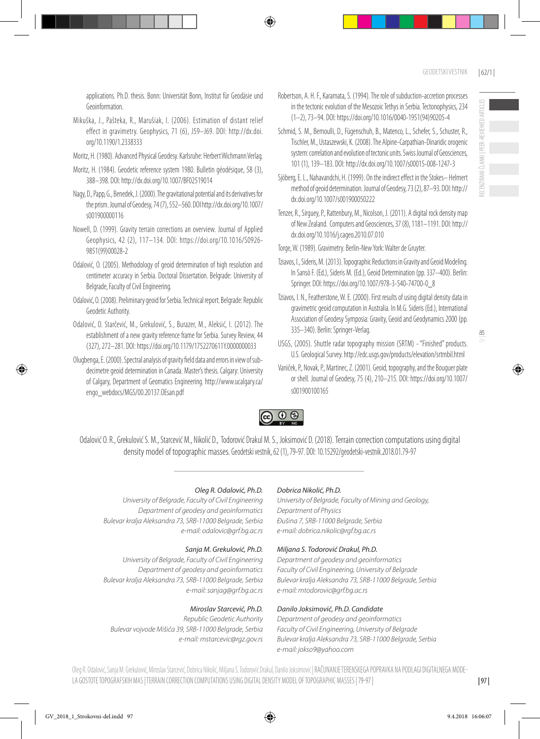applications. Ph.D. thesis. Bonn: Universität Bonn, Institut für Geodäsie und Geoinformation.

Mikuška, J., Pašteka, R., Marušiak, I. (2006). Estimation of distant relief effect in gravimetry. Geophysics, 71 (6), J59–J69. DOI: http://dx.doi.org/10.1190/1.2338333

Moritz, H. (1980). Advanced Physical Geodesy. Karlsruhe: Herbert Wichmann Verlag.

Moritz, H. (1984). Geodetic reference system 1980. Bulletin géodésique, 58 (3), 388–398. DOI: http://dx.doi.org/10.1007/BF02519014

Nagy, D., Papp, G., Benedek, J. (2000). The gravitational potential and its derivatives for the prism. Journal of Geodesy, 74 (7), 552–560. DOI http://dx.doi.org/10.1007/s001900000116

Nowell, D. (1999). Gravity terrain corrections an overview. Journal of Applied Geophysics, 42 (2), 117–134. DOI: https://doi.org/10.1016/S0926-9851(99)00028-2

Odalović, O. (2005). Methodology of geoid determination of high resolution and centimeter accuracy in Serbia. Doctoral Dissertation. Belgrade: University of Belgrade, Faculty of Civil Engineering.

Odalović, O. (2008). Preliminary geoid for Serbia. Technical report. Belgrade: Republic Geodetic Authority.

Odalović, O. Starčević, M., Grekulović, S., Burazer, M., Aleksić, I. (2012). The establishment of a new gravity reference frame for Serbia. Survey Review, 44 (327), 272–281. DOI: https://doi.org/10.1179/1752270611Y.0000000033

Olugbenga, E. (2000). Spectral analysis of gravity field data and errors in view of sub-decimetre geoid determination in Canada. Master's thesis. Calgary: University of Calgary, Department of Geomatics Engineering. http://www.ucalgary.ca/engo_webdocs/MGS/00.20137.OEsan.pdf

Robertson, A. H. F., Karamata, S. (1994). The role of subduction-accretion processes in the tectonic evolution of the Mesozoic Tethys in Serbia. Tectonophysics, 234 (1–2), 73–94. DOI: https://doi.org/10.1016/0040-1951(94)90205-4

Schmid, S. M., Bernoulli, D., Fügenschuh, B., Matenco, L., Schefer, S., Schuster, R., Tischler, M., Ustaszewski, K. (2008). The Alpine-Carpathian-Dinaridic orogenic system: correlation and evolution of tectonic units. Swiss Journal of Geosciences, 101 (1), 139–183. DOI: http://dx.doi.org/10.1007/s00015-008-1247-3

Sjöberg, E. L., Nahavandchi, H. (1999). On the indirect effect in the Stokes– Helmert method of geoid determination. Journal of Geodesy, 73 (2), 87–93. DOI: http://dx.doi.org/10.1007/s001900050222

Tenzer, R., Sirguey, P., Rattenbury, M., Nicolson, J. (2011). A digital rock density map of New Zealand. Computers and Geosciences, 37 (8), 1181–1191. DOI: http://dx.doi.org/10.1016/j.cageo.2010.07.010

Torge, W. (1989). Gravimetry. Berlin-New York: Walter de Gruyter.

Tziavos, I., Sideris, M. (2013). Topographic Reductions in Gravity and Geoid Modeling. In Sansò F. (Ed.), Sideris M. (Ed.), Geoid Determination (pp. 337–400). Berlin: Springer. DOI: https://doi.org/10.1007/978-3-540-74700-0_8

Tziavos, I. N., Featherstone, W. E. (2000). First results of using digital density data in gravimetric geoid computation in Australia. In M.G. Sideris (Ed.), International Association of Geodesy Symposia: Gravity, Geoid and Geodynamics 2000 (pp. 335–340). Berlin: Springer-Verlag.

USGS, (2005). Shuttle radar topography mission (SRTM) - "Finished" products. U.S. Geological Survey. http://edc.usgs.gov/products/elevation/srtmbil.html

Vaníček, P., Novak, P., Martinec, Z. (2001). Geoid, topography, and the Bouguer plate or shell. Journal of Geodesy, 75 (4), 210–215. DOI: https://doi.org/10.1007/s001900100165

Odalović O. R., Grekulović S. M., Starcević M., Nikolić D., Todorović Drakul M. S., Joksimović D. (2018). Terrain correction computations using digital density model of topographic masses. Geodetski vestnik, 62 (1), 79-97. DOI: 10.15292/geodetski-vestnik.2018.01.79-97

*Oleg R. Odalović, Ph.D.*
*University of Belgrade, Faculty of Civil Engineering*
*Department of geodesy and geoinformatics*
*Bulevar kralja Aleksandra 73, SRB-11000 Belgrade, Serbia*
*e-mail: odalovic@grf.bg.ac.rs*

*Sanja M. Grekulović, Ph.D.*
*University of Belgrade, Faculty of Civil Engineering*
*Department of geodesy and geoinformatics*
*Bulevar kralja Aleksandra 73, SRB-11000 Belgrade, Serbia*
*e-mail: sanjag@grf.bg.ac.rs*

*Miroslav Starcević, Ph.D.*
*Republic Geodetic Authority*
*Bulevar vojvode Mišića 39, SRB-11000 Belgrade, Serbia*
*e-mail: mstarcevic@rgz.gov.rs*

*Dobrica Nikolić, Ph.D.*
*University of Belgrade, Faculty of Mining and Geology,*
*Department of Physics*
*Đušina 7, SRB-11000 Belgrade, Serbia*
*e-mail: dobrica.nikolic@rgf.bg.ac.rs*

*Miljana S. Todorović Drakul, Ph.D.*
*Department of geodesy and geoinformatics*
*Faculty of Civil Engineering, University of Belgrade*
*Bulevar kralja Aleksandra 73, SRB-11000 Belgrade, Serbia*
*e-mail: mtodorovic@grf.bg.ac.rs*

*Danilo Joksimović, Ph.D. Candidate*
*Department of geodesy and geoinformatics*
*Faculty of Civil Engineering, University of Belgrade*
*Bulevar kralja Aleksandra 73, SRB-11000 Belgrade, Serbia*
*e-mail: jokso9@yahoo.com*